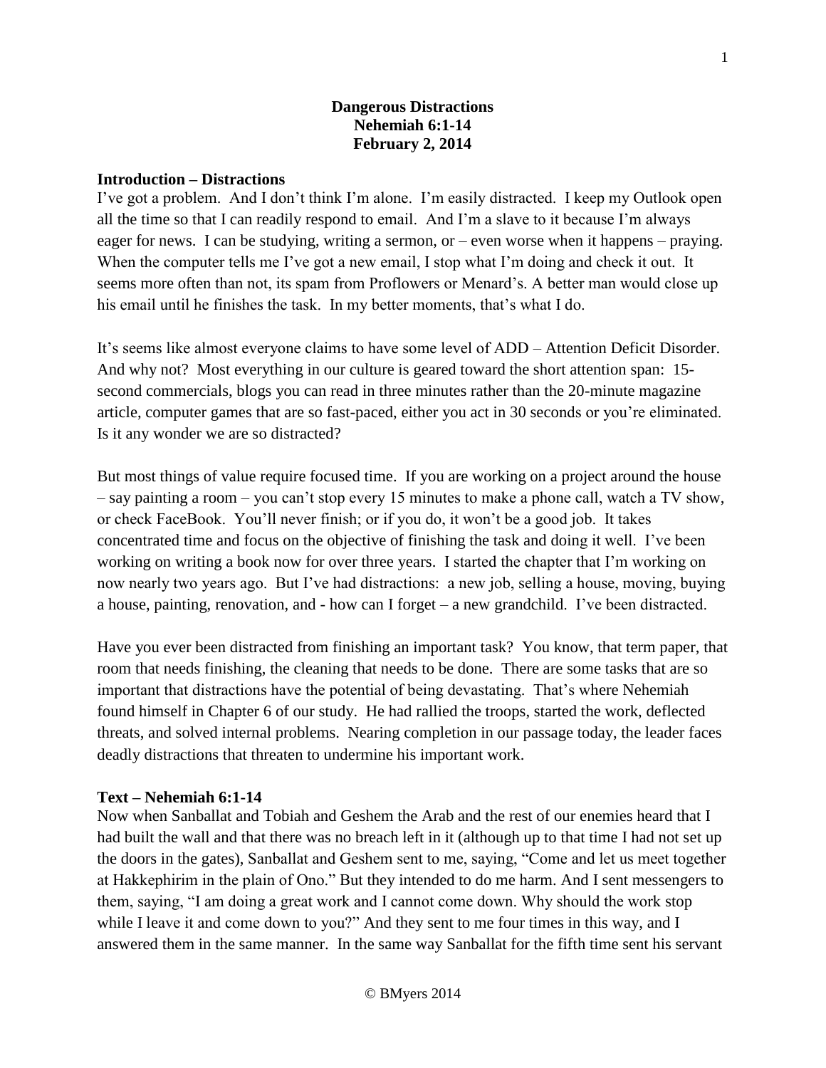**Dangerous Distractions**
**Nehemiah 6:1-14**
**February 2, 2014**

**Introduction – Distractions**

I've got a problem. And I don't think I'm alone. I'm easily distracted. I keep my Outlook open all the time so that I can readily respond to email. And I'm a slave to it because I'm always eager for news. I can be studying, writing a sermon, or – even worse when it happens – praying. When the computer tells me I've got a new email, I stop what I'm doing and check it out. It seems more often than not, its spam from Proflowers or Menard's. A better man would close up his email until he finishes the task. In my better moments, that's what I do.

It's seems like almost everyone claims to have some level of ADD – Attention Deficit Disorder. And why not? Most everything in our culture is geared toward the short attention span: 15-second commercials, blogs you can read in three minutes rather than the 20-minute magazine article, computer games that are so fast-paced, either you act in 30 seconds or you're eliminated. Is it any wonder we are so distracted?

But most things of value require focused time. If you are working on a project around the house – say painting a room – you can't stop every 15 minutes to make a phone call, watch a TV show, or check FaceBook. You'll never finish; or if you do, it won't be a good job. It takes concentrated time and focus on the objective of finishing the task and doing it well. I've been working on writing a book now for over three years. I started the chapter that I'm working on now nearly two years ago. But I've had distractions: a new job, selling a house, moving, buying a house, painting, renovation, and - how can I forget – a new grandchild. I've been distracted.

Have you ever been distracted from finishing an important task? You know, that term paper, that room that needs finishing, the cleaning that needs to be done. There are some tasks that are so important that distractions have the potential of being devastating. That's where Nehemiah found himself in Chapter 6 of our study. He had rallied the troops, started the work, deflected threats, and solved internal problems. Nearing completion in our passage today, the leader faces deadly distractions that threaten to undermine his important work.

**Text – Nehemiah 6:1-14**

Now when Sanballat and Tobiah and Geshem the Arab and the rest of our enemies heard that I had built the wall and that there was no breach left in it (although up to that time I had not set up the doors in the gates), Sanballat and Geshem sent to me, saying, "Come and let us meet together at Hakkephirim in the plain of Ono." But they intended to do me harm. And I sent messengers to them, saying, "I am doing a great work and I cannot come down. Why should the work stop while I leave it and come down to you?" And they sent to me four times in this way, and I answered them in the same manner. In the same way Sanballat for the fifth time sent his servant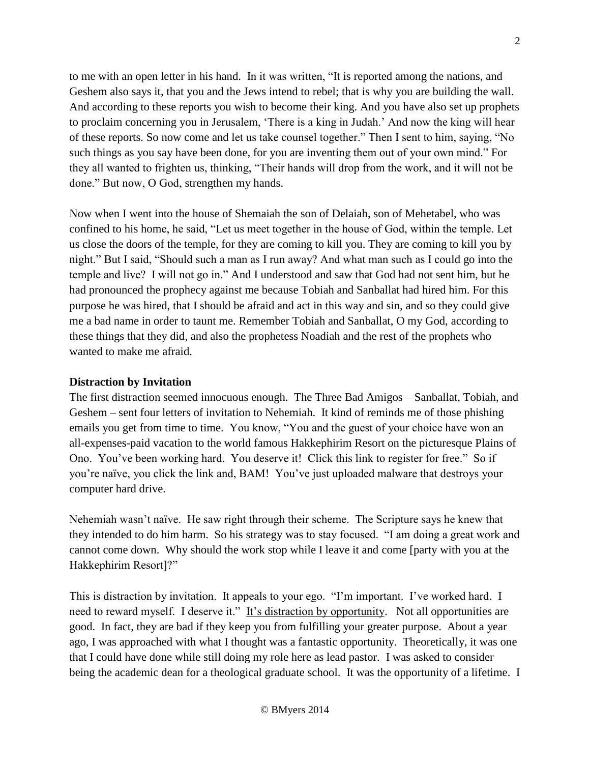to me with an open letter in his hand. In it was written, "It is reported among the nations, and Geshem also says it, that you and the Jews intend to rebel; that is why you are building the wall. And according to these reports you wish to become their king. And you have also set up prophets to proclaim concerning you in Jerusalem, 'There is a king in Judah.' And now the king will hear of these reports. So now come and let us take counsel together." Then I sent to him, saying, "No such things as you say have been done, for you are inventing them out of your own mind." For they all wanted to frighten us, thinking, "Their hands will drop from the work, and it will not be done." But now, O God, strengthen my hands.

Now when I went into the house of Shemaiah the son of Delaiah, son of Mehetabel, who was confined to his home, he said, "Let us meet together in the house of God, within the temple. Let us close the doors of the temple, for they are coming to kill you. They are coming to kill you by night." But I said, "Should such a man as I run away? And what man such as I could go into the temple and live? I will not go in." And I understood and saw that God had not sent him, but he had pronounced the prophecy against me because Tobiah and Sanballat had hired him. For this purpose he was hired, that I should be afraid and act in this way and sin, and so they could give me a bad name in order to taunt me. Remember Tobiah and Sanballat, O my God, according to these things that they did, and also the prophetess Noadiah and the rest of the prophets who wanted to make me afraid.

**Distraction by Invitation**

The first distraction seemed innocuous enough. The Three Bad Amigos – Sanballat, Tobiah, and Geshem – sent four letters of invitation to Nehemiah. It kind of reminds me of those phishing emails you get from time to time. You know, "You and the guest of your choice have won an all-expenses-paid vacation to the world famous Hakkephirim Resort on the picturesque Plains of Ono. You've been working hard. You deserve it! Click this link to register for free." So if you're naïve, you click the link and, BAM! You've just uploaded malware that destroys your computer hard drive.

Nehemiah wasn't naïve. He saw right through their scheme. The Scripture says he knew that they intended to do him harm. So his strategy was to stay focused. "I am doing a great work and cannot come down. Why should the work stop while I leave it and come [party with you at the Hakkephirim Resort]?"

This is distraction by invitation. It appeals to your ego. "I'm important. I've worked hard. I need to reward myself. I deserve it." It's distraction by opportunity. Not all opportunities are good. In fact, they are bad if they keep you from fulfilling your greater purpose. About a year ago, I was approached with what I thought was a fantastic opportunity. Theoretically, it was one that I could have done while still doing my role here as lead pastor. I was asked to consider being the academic dean for a theological graduate school. It was the opportunity of a lifetime. I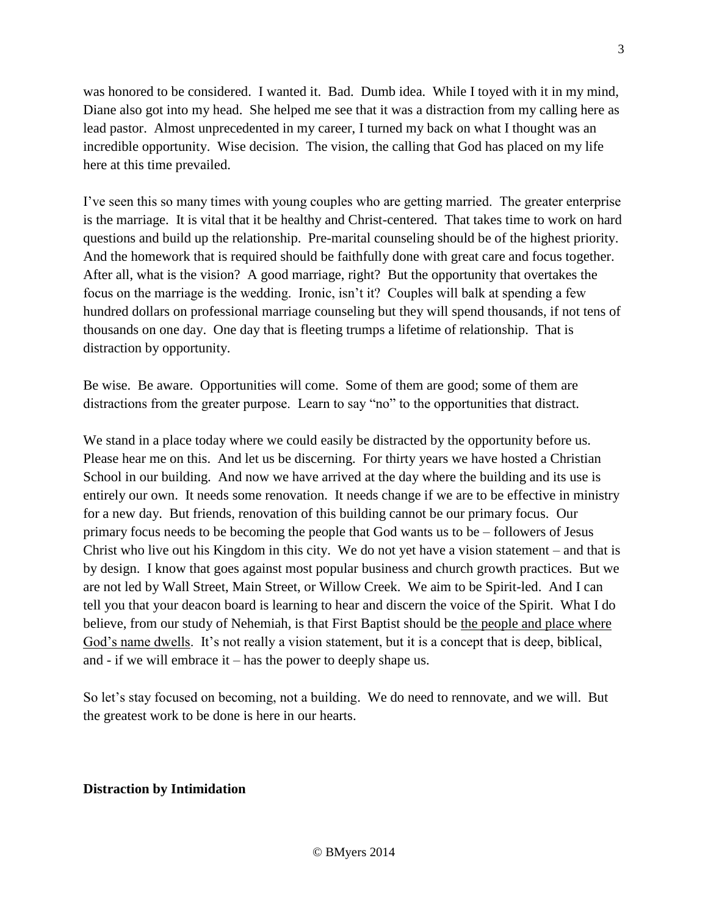was honored to be considered. I wanted it. Bad. Dumb idea. While I toyed with it in my mind, Diane also got into my head. She helped me see that it was a distraction from my calling here as lead pastor. Almost unprecedented in my career, I turned my back on what I thought was an incredible opportunity. Wise decision. The vision, the calling that God has placed on my life here at this time prevailed.

I've seen this so many times with young couples who are getting married. The greater enterprise is the marriage. It is vital that it be healthy and Christ-centered. That takes time to work on hard questions and build up the relationship. Pre-marital counseling should be of the highest priority. And the homework that is required should be faithfully done with great care and focus together. After all, what is the vision? A good marriage, right? But the opportunity that overtakes the focus on the marriage is the wedding. Ironic, isn't it? Couples will balk at spending a few hundred dollars on professional marriage counseling but they will spend thousands, if not tens of thousands on one day. One day that is fleeting trumps a lifetime of relationship. That is distraction by opportunity.

Be wise. Be aware. Opportunities will come. Some of them are good; some of them are distractions from the greater purpose. Learn to say "no" to the opportunities that distract.

We stand in a place today where we could easily be distracted by the opportunity before us. Please hear me on this. And let us be discerning. For thirty years we have hosted a Christian School in our building. And now we have arrived at the day where the building and its use is entirely our own. It needs some renovation. It needs change if we are to be effective in ministry for a new day. But friends, renovation of this building cannot be our primary focus. Our primary focus needs to be becoming the people that God wants us to be – followers of Jesus Christ who live out his Kingdom in this city. We do not yet have a vision statement – and that is by design. I know that goes against most popular business and church growth practices. But we are not led by Wall Street, Main Street, or Willow Creek. We aim to be Spirit-led. And I can tell you that your deacon board is learning to hear and discern the voice of the Spirit. What I do believe, from our study of Nehemiah, is that First Baptist should be <u>the people and place where God's name dwells</u>. It's not really a vision statement, but it is a concept that is deep, biblical, and - if we will embrace it – has the power to deeply shape us.

So let's stay focused on becoming, not a building. We do need to rennovate, and we will. But the greatest work to be done is here in our hearts.

**Distraction by Intimidation**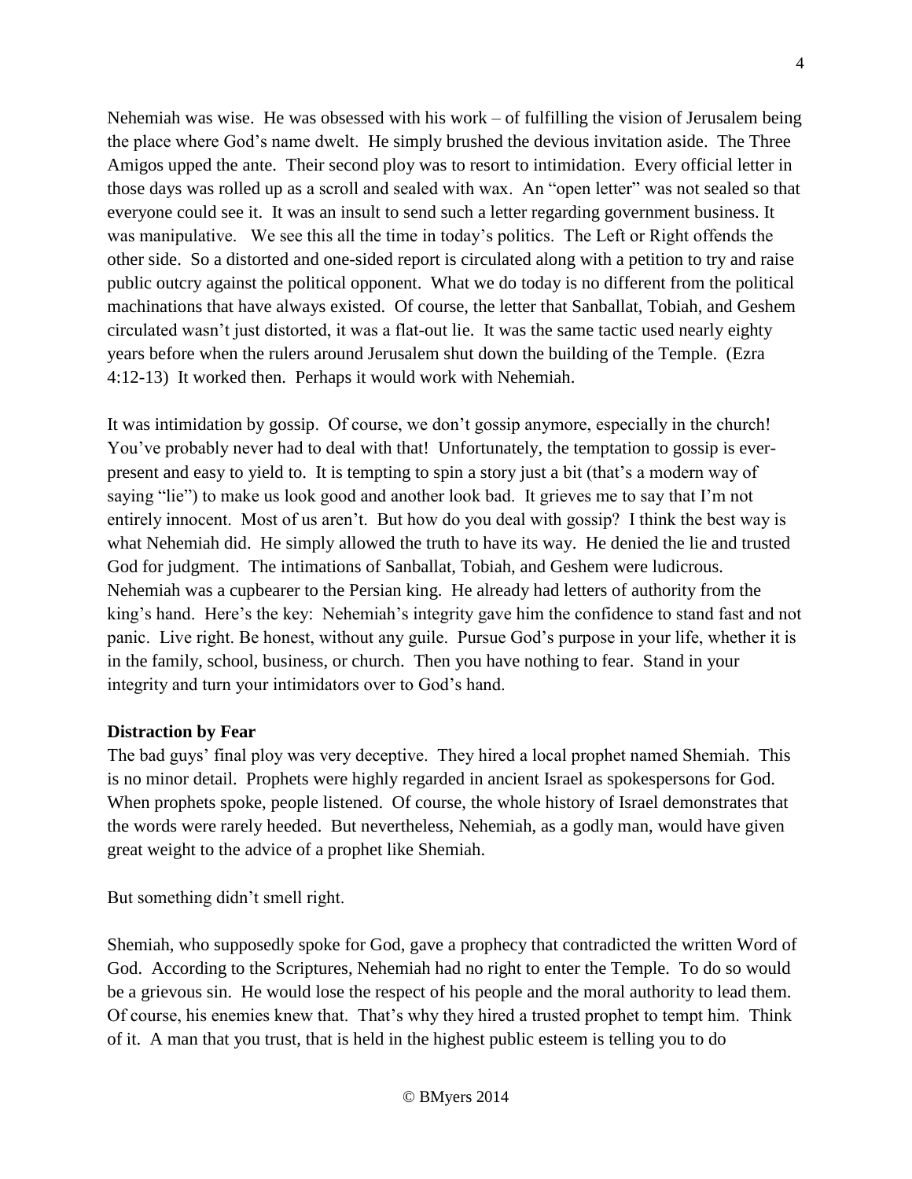Nehemiah was wise. He was obsessed with his work – of fulfilling the vision of Jerusalem being the place where God's name dwelt. He simply brushed the devious invitation aside. The Three Amigos upped the ante. Their second ploy was to resort to intimidation. Every official letter in those days was rolled up as a scroll and sealed with wax. An "open letter" was not sealed so that everyone could see it. It was an insult to send such a letter regarding government business. It was manipulative. We see this all the time in today's politics. The Left or Right offends the other side. So a distorted and one-sided report is circulated along with a petition to try and raise public outcry against the political opponent. What we do today is no different from the political machinations that have always existed. Of course, the letter that Sanballat, Tobiah, and Geshem circulated wasn't just distorted, it was a flat-out lie. It was the same tactic used nearly eighty years before when the rulers around Jerusalem shut down the building of the Temple. (Ezra 4:12-13) It worked then. Perhaps it would work with Nehemiah.

It was intimidation by gossip. Of course, we don't gossip anymore, especially in the church! You've probably never had to deal with that! Unfortunately, the temptation to gossip is ever-present and easy to yield to. It is tempting to spin a story just a bit (that's a modern way of saying "lie") to make us look good and another look bad. It grieves me to say that I'm not entirely innocent. Most of us aren't. But how do you deal with gossip? I think the best way is what Nehemiah did. He simply allowed the truth to have its way. He denied the lie and trusted God for judgment. The intimations of Sanballat, Tobiah, and Geshem were ludicrous. Nehemiah was a cupbearer to the Persian king. He already had letters of authority from the king's hand. Here's the key: Nehemiah's integrity gave him the confidence to stand fast and not panic. Live right. Be honest, without any guile. Pursue God's purpose in your life, whether it is in the family, school, business, or church. Then you have nothing to fear. Stand in your integrity and turn your intimidators over to God's hand.

**Distraction by Fear**

The bad guys' final ploy was very deceptive. They hired a local prophet named Shemiah. This is no minor detail. Prophets were highly regarded in ancient Israel as spokespersons for God. When prophets spoke, people listened. Of course, the whole history of Israel demonstrates that the words were rarely heeded. But nevertheless, Nehemiah, as a godly man, would have given great weight to the advice of a prophet like Shemiah.

But something didn't smell right.

Shemiah, who supposedly spoke for God, gave a prophecy that contradicted the written Word of God. According to the Scriptures, Nehemiah had no right to enter the Temple. To do so would be a grievous sin. He would lose the respect of his people and the moral authority to lead them. Of course, his enemies knew that. That's why they hired a trusted prophet to tempt him. Think of it. A man that you trust, that is held in the highest public esteem is telling you to do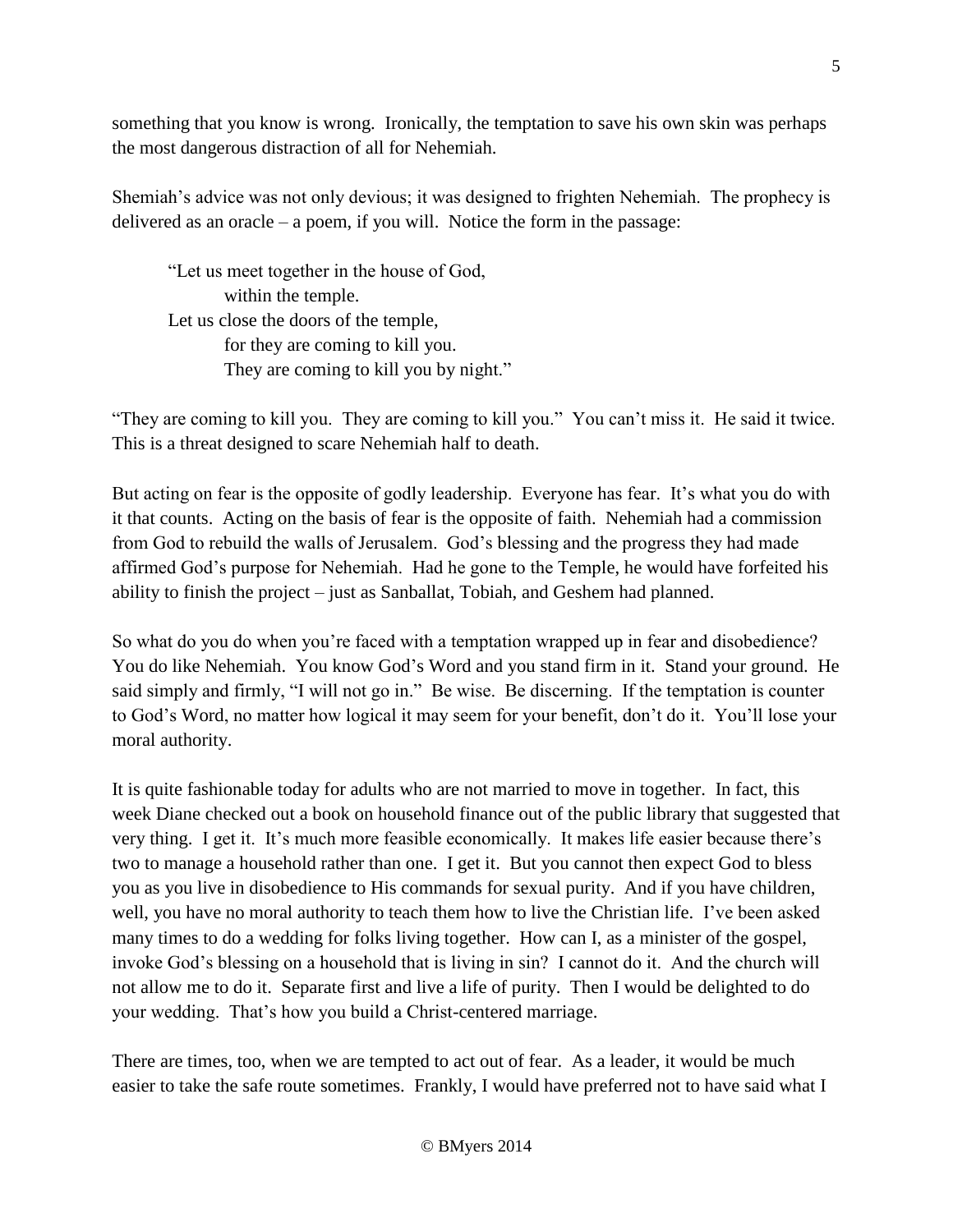something that you know is wrong. Ironically, the temptation to save his own skin was perhaps the most dangerous distraction of all for Nehemiah.

Shemiah's advice was not only devious; it was designed to frighten Nehemiah. The prophecy is delivered as an oracle – a poem, if you will. Notice the form in the passage:

> "Let us meet together in the house of God,
> &nbsp;&nbsp;&nbsp;&nbsp;&nbsp;&nbsp;&nbsp;&nbsp;within the temple.
> Let us close the doors of the temple,
> &nbsp;&nbsp;&nbsp;&nbsp;&nbsp;&nbsp;&nbsp;&nbsp;for they are coming to kill you.
> &nbsp;&nbsp;&nbsp;&nbsp;&nbsp;&nbsp;&nbsp;&nbsp;They are coming to kill you by night."

"They are coming to kill you. They are coming to kill you." You can't miss it. He said it twice. This is a threat designed to scare Nehemiah half to death.

But acting on fear is the opposite of godly leadership. Everyone has fear. It's what you do with it that counts. Acting on the basis of fear is the opposite of faith. Nehemiah had a commission from God to rebuild the walls of Jerusalem. God's blessing and the progress they had made affirmed God's purpose for Nehemiah. Had he gone to the Temple, he would have forfeited his ability to finish the project – just as Sanballat, Tobiah, and Geshem had planned.

So what do you do when you're faced with a temptation wrapped up in fear and disobedience? You do like Nehemiah. You know God's Word and you stand firm in it. Stand your ground. He said simply and firmly, "I will not go in." Be wise. Be discerning. If the temptation is counter to God's Word, no matter how logical it may seem for your benefit, don't do it. You'll lose your moral authority.

It is quite fashionable today for adults who are not married to move in together. In fact, this week Diane checked out a book on household finance out of the public library that suggested that very thing. I get it. It's much more feasible economically. It makes life easier because there's two to manage a household rather than one. I get it. But you cannot then expect God to bless you as you live in disobedience to His commands for sexual purity. And if you have children, well, you have no moral authority to teach them how to live the Christian life. I've been asked many times to do a wedding for folks living together. How can I, as a minister of the gospel, invoke God's blessing on a household that is living in sin? I cannot do it. And the church will not allow me to do it. Separate first and live a life of purity. Then I would be delighted to do your wedding. That's how you build a Christ-centered marriage.

There are times, too, when we are tempted to act out of fear. As a leader, it would be much easier to take the safe route sometimes. Frankly, I would have preferred not to have said what I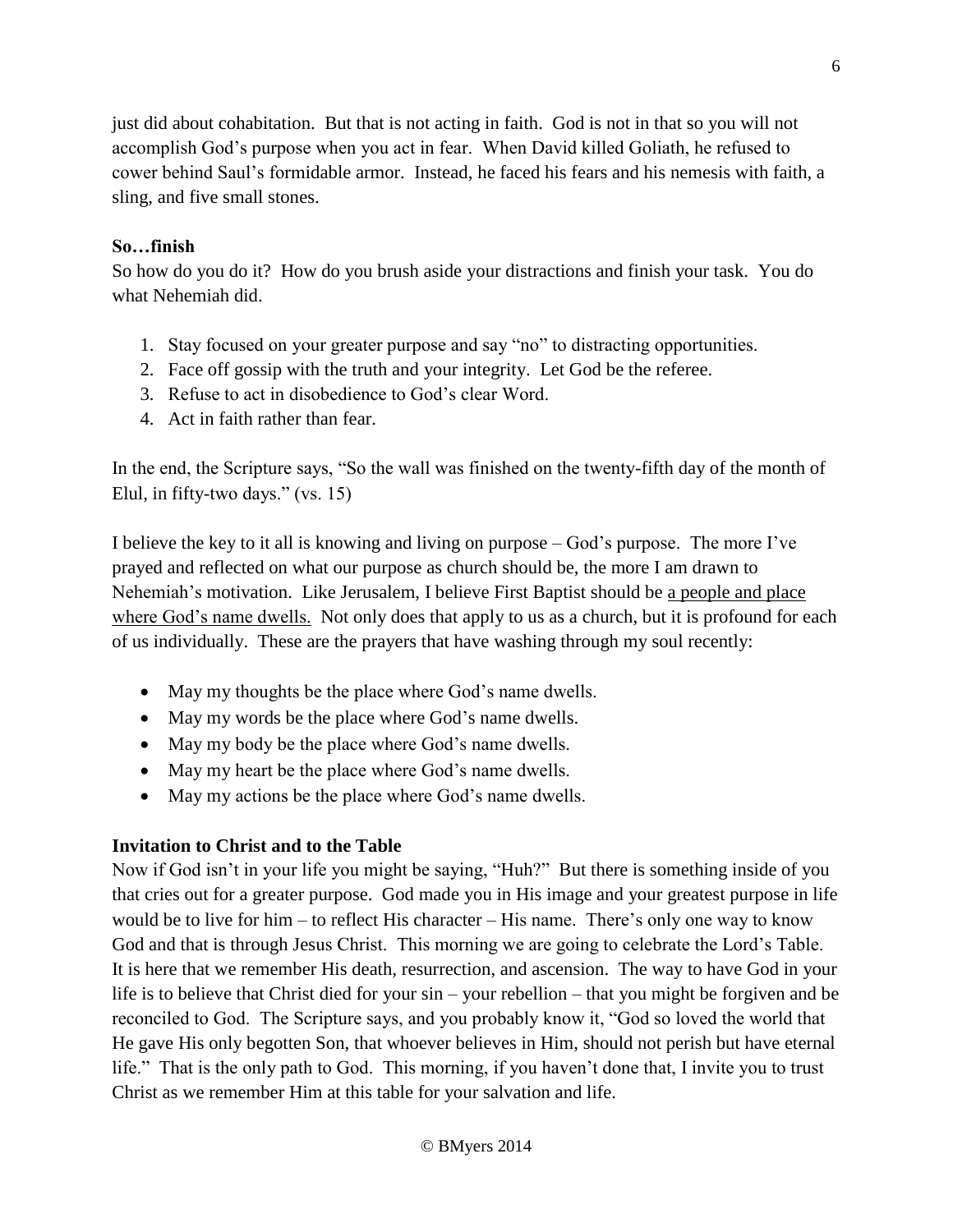just did about cohabitation. But that is not acting in faith. God is not in that so you will not accomplish God's purpose when you act in fear. When David killed Goliath, he refused to cower behind Saul's formidable armor. Instead, he faced his fears and his nemesis with faith, a sling, and five small stones.

**So…finish**

So how do you do it? How do you brush aside your distractions and finish your task. You do what Nehemiah did.

1. Stay focused on your greater purpose and say "no" to distracting opportunities.
2. Face off gossip with the truth and your integrity. Let God be the referee.
3. Refuse to act in disobedience to God's clear Word.
4. Act in faith rather than fear.

In the end, the Scripture says, "So the wall was finished on the twenty-fifth day of the month of Elul, in fifty-two days." (vs. 15)

I believe the key to it all is knowing and living on purpose – God's purpose. The more I've prayed and reflected on what our purpose as church should be, the more I am drawn to Nehemiah's motivation. Like Jerusalem, I believe First Baptist should be <u>a people and place where God's name dwells.</u> Not only does that apply to us as a church, but it is profound for each of us individually. These are the prayers that have washing through my soul recently:

- May my thoughts be the place where God's name dwells.
- May my words be the place where God's name dwells.
- May my body be the place where God's name dwells.
- May my heart be the place where God's name dwells.
- May my actions be the place where God's name dwells.

**Invitation to Christ and to the Table**

Now if God isn't in your life you might be saying, "Huh?" But there is something inside of you that cries out for a greater purpose. God made you in His image and your greatest purpose in life would be to live for him – to reflect His character – His name. There's only one way to know God and that is through Jesus Christ. This morning we are going to celebrate the Lord's Table. It is here that we remember His death, resurrection, and ascension. The way to have God in your life is to believe that Christ died for your sin – your rebellion – that you might be forgiven and be reconciled to God. The Scripture says, and you probably know it, "God so loved the world that He gave His only begotten Son, that whoever believes in Him, should not perish but have eternal life." That is the only path to God. This morning, if you haven't done that, I invite you to trust Christ as we remember Him at this table for your salvation and life.

© BMyers 2014